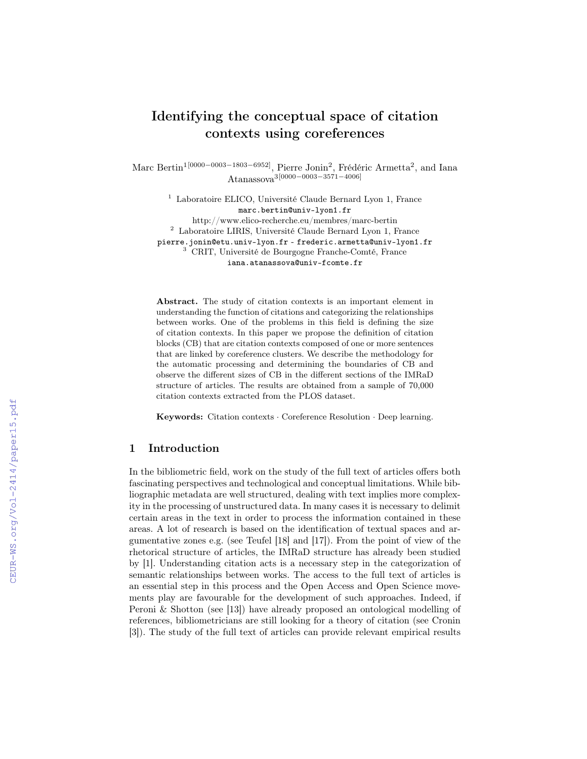# Identifying the conceptual space of citation contexts using coreferences

Marc Bertin[1[0000−0003−1803−6952]], Pierre Jonin[2], Frédéric Armetta[2], and Iana Atanassova[3[0000−0003−3571−4006]]

[1] Laboratoire ELICO, Université Claude Bernard Lyon 1, France
marc.bertin@univ-lyon1.fr
http://www.elico-recherche.eu/membres/marc-bertin

[2] Laboratoire LIRIS, Université Claude Bernard Lyon 1, France
pierre.jonin@etu.univ-lyon.fr - frederic.armetta@univ-lyon1.fr

[3] CRIT, Université de Bourgogne Franche-Comté, France
iana.atanassova@univ-fcomte.fr

**Abstract.** The study of citation contexts is an important element in understanding the function of citations and categorizing the relationships between works. One of the problems in this field is defining the size of citation contexts. In this paper we propose the definition of citation blocks (CB) that are citation contexts composed of one or more sentences that are linked by coreference clusters. We describe the methodology for the automatic processing and determining the boundaries of CB and observe the different sizes of CB in the different sections of the IMRaD structure of articles. The results are obtained from a sample of 70,000 citation contexts extracted from the PLOS dataset.

**Keywords:** Citation contexts · Coreference Resolution · Deep learning.

## 1 Introduction

In the bibliometric field, work on the study of the full text of articles offers both fascinating perspectives and technological and conceptual limitations. While bibliographic metadata are well structured, dealing with text implies more complexity in the processing of unstructured data. In many cases it is necessary to delimit certain areas in the text in order to process the information contained in these areas. A lot of research is based on the identification of textual spaces and argumentative zones e.g. (see Teufel [18] and [17]). From the point of view of the rhetorical structure of articles, the IMRaD structure has already been studied by [1]. Understanding citation acts is a necessary step in the categorization of semantic relationships between works. The access to the full text of articles is an essential step in this process and the Open Access and Open Science movements play are favourable for the development of such approaches. Indeed, if Peroni & Shotton (see [13]) have already proposed an ontological modelling of references, bibliometricians are still looking for a theory of citation (see Cronin [3]). The study of the full text of articles can provide relevant empirical results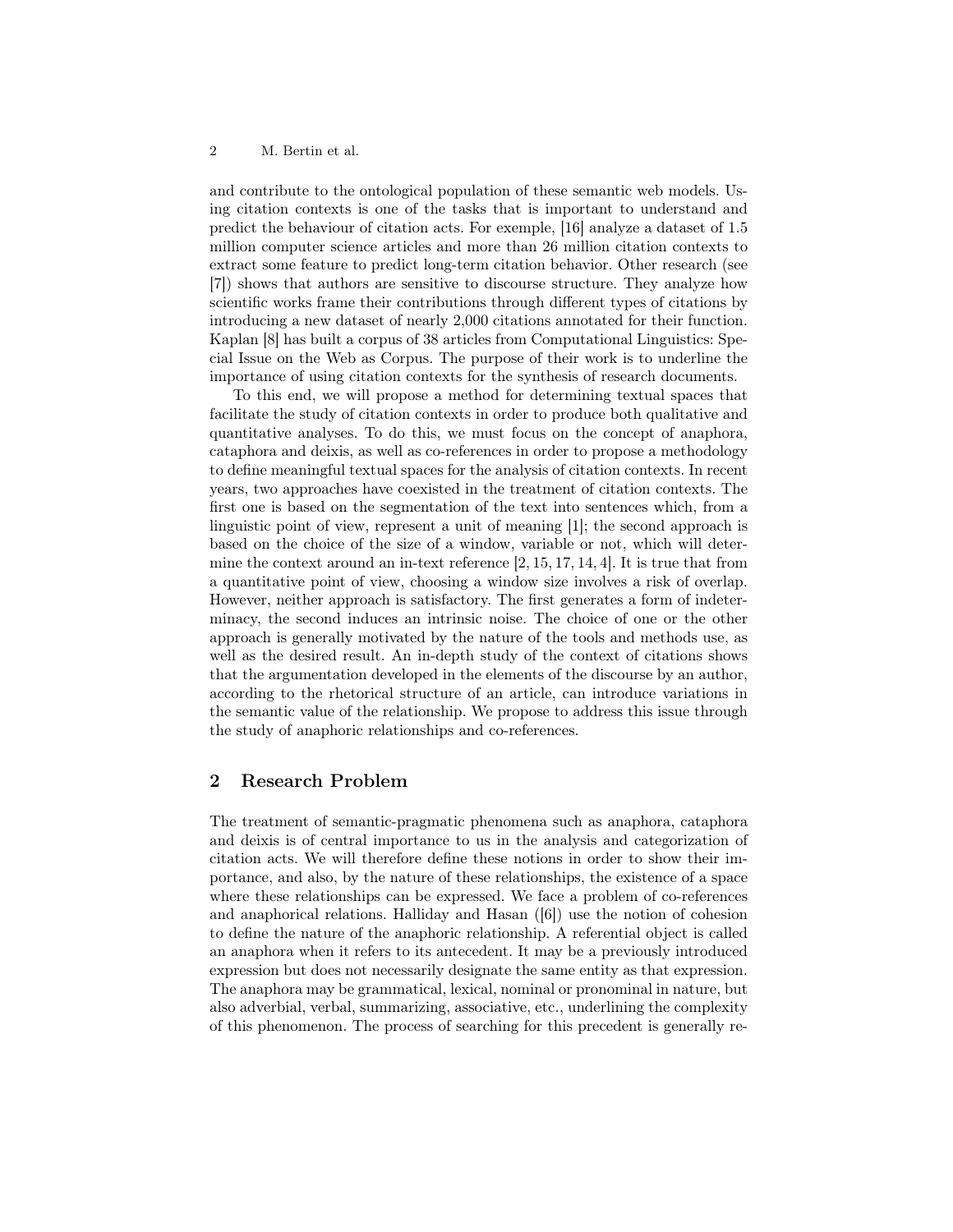and contribute to the ontological population of these semantic web models. Using citation contexts is one of the tasks that is important to understand and predict the behaviour of citation acts. For exemple, [16] analyze a dataset of 1.5 million computer science articles and more than 26 million citation contexts to extract some feature to predict long-term citation behavior. Other research (see [7]) shows that authors are sensitive to discourse structure. They analyze how scientific works frame their contributions through different types of citations by introducing a new dataset of nearly 2,000 citations annotated for their function. Kaplan [8] has built a corpus of 38 articles from Computational Linguistics: Special Issue on the Web as Corpus. The purpose of their work is to underline the importance of using citation contexts for the synthesis of research documents.

To this end, we will propose a method for determining textual spaces that facilitate the study of citation contexts in order to produce both qualitative and quantitative analyses. To do this, we must focus on the concept of anaphora, cataphora and deixis, as well as co-references in order to propose a methodology to define meaningful textual spaces for the analysis of citation contexts. In recent years, two approaches have coexisted in the treatment of citation contexts. The first one is based on the segmentation of the text into sentences which, from a linguistic point of view, represent a unit of meaning [1]; the second approach is based on the choice of the size of a window, variable or not, which will determine the context around an in-text reference [2, 15, 17, 14, 4]. It is true that from a quantitative point of view, choosing a window size involves a risk of overlap. However, neither approach is satisfactory. The first generates a form of indeterminacy, the second induces an intrinsic noise. The choice of one or the other approach is generally motivated by the nature of the tools and methods use, as well as the desired result. An in-depth study of the context of citations shows that the argumentation developed in the elements of the discourse by an author, according to the rhetorical structure of an article, can introduce variations in the semantic value of the relationship. We propose to address this issue through the study of anaphoric relationships and co-references.

## 2 Research Problem

The treatment of semantic-pragmatic phenomena such as anaphora, cataphora and deixis is of central importance to us in the analysis and categorization of citation acts. We will therefore define these notions in order to show their importance, and also, by the nature of these relationships, the existence of a space where these relationships can be expressed. We face a problem of co-references and anaphorical relations. Halliday and Hasan ([6]) use the notion of cohesion to define the nature of the anaphoric relationship. A referential object is called an anaphora when it refers to its antecedent. It may be a previously introduced expression but does not necessarily designate the same entity as that expression. The anaphora may be grammatical, lexical, nominal or pronominal in nature, but also adverbial, verbal, summarizing, associative, etc., underlining the complexity of this phenomenon. The process of searching for this precedent is generally re-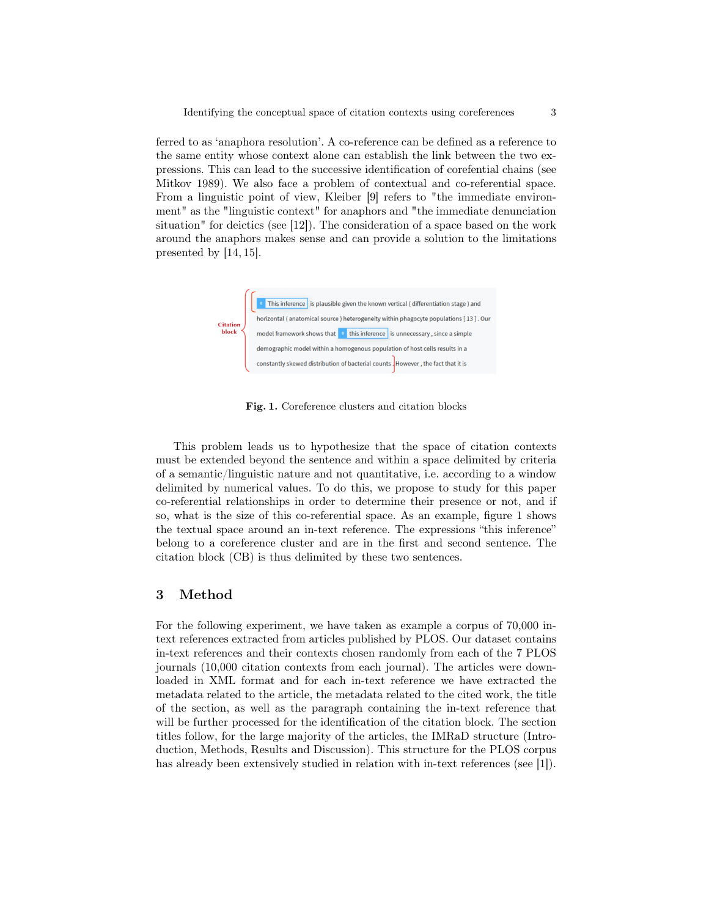ferred to as 'anaphora resolution'. A co-reference can be defined as a reference to the same entity whose context alone can establish the link between the two expressions. This can lead to the successive identification of corefential chains (see Mitkov 1989). We also face a problem of contextual and co-referential space. From a linguistic point of view, Kleiber [9] refers to "the immediate environment" as the "linguistic context" for anaphors and "the immediate denunciation situation" for deictics (see [12]). The consideration of a space based on the work around the anaphors makes sense and can provide a solution to the limitations presented by [14, 15].

**Fig. 1.** Coreference clusters and citation blocks

This problem leads us to hypothesize that the space of citation contexts must be extended beyond the sentence and within a space delimited by criteria of a semantic/linguistic nature and not quantitative, i.e. according to a window delimited by numerical values. To do this, we propose to study for this paper co-referential relationships in order to determine their presence or not, and if so, what is the size of this co-referential space. As an example, figure 1 shows the textual space around an in-text reference. The expressions "this inference" belong to a coreference cluster and are in the first and second sentence. The citation block (CB) is thus delimited by these two sentences.

## 3 Method

For the following experiment, we have taken as example a corpus of 70,000 in-text references extracted from articles published by PLOS. Our dataset contains in-text references and their contexts chosen randomly from each of the 7 PLOS journals (10,000 citation contexts from each journal). The articles were downloaded in XML format and for each in-text reference we have extracted the metadata related to the article, the metadata related to the cited work, the title of the section, as well as the paragraph containing the in-text reference that will be further processed for the identification of the citation block. The section titles follow, for the large majority of the articles, the IMRaD structure (Introduction, Methods, Results and Discussion). This structure for the PLOS corpus has already been extensively studied in relation with in-text references (see [1]).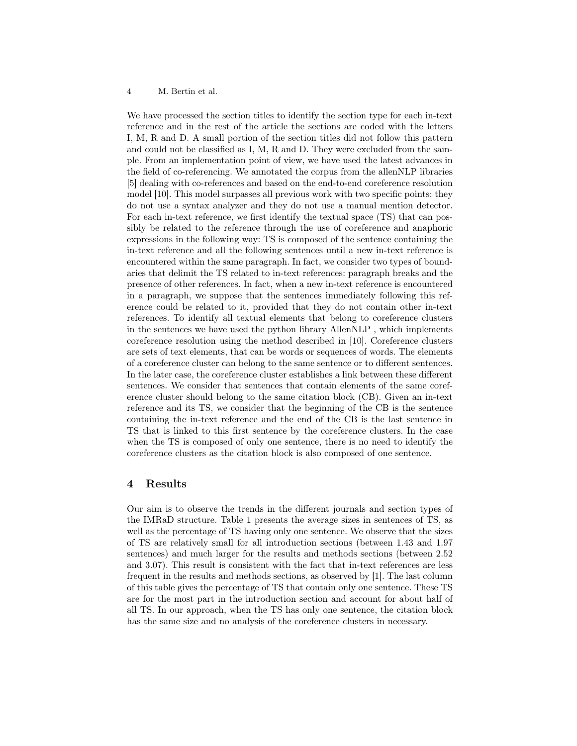We have processed the section titles to identify the section type for each in-text reference and in the rest of the article the sections are coded with the letters I, M, R and D. A small portion of the section titles did not follow this pattern and could not be classified as I, M, R and D. They were excluded from the sample. From an implementation point of view, we have used the latest advances in the field of co-referencing. We annotated the corpus from the allenNLP libraries [5] dealing with co-references and based on the end-to-end coreference resolution model [10]. This model surpasses all previous work with two specific points: they do not use a syntax analyzer and they do not use a manual mention detector. For each in-text reference, we first identify the textual space (TS) that can possibly be related to the reference through the use of coreference and anaphoric expressions in the following way: TS is composed of the sentence containing the in-text reference and all the following sentences until a new in-text reference is encountered within the same paragraph. In fact, we consider two types of boundaries that delimit the TS related to in-text references: paragraph breaks and the presence of other references. In fact, when a new in-text reference is encountered in a paragraph, we suppose that the sentences immediately following this reference could be related to it, provided that they do not contain other in-text references. To identify all textual elements that belong to coreference clusters in the sentences we have used the python library AllenNLP , which implements coreference resolution using the method described in [10]. Coreference clusters are sets of text elements, that can be words or sequences of words. The elements of a coreference cluster can belong to the same sentence or to different sentences. In the later case, the coreference cluster establishes a link between these different sentences. We consider that sentences that contain elements of the same coreference cluster should belong to the same citation block (CB). Given an in-text reference and its TS, we consider that the beginning of the CB is the sentence containing the in-text reference and the end of the CB is the last sentence in TS that is linked to this first sentence by the coreference clusters. In the case when the TS is composed of only one sentence, there is no need to identify the coreference clusters as the citation block is also composed of one sentence.

## 4 Results

Our aim is to observe the trends in the different journals and section types of the IMRaD structure. Table 1 presents the average sizes in sentences of TS, as well as the percentage of TS having only one sentence. We observe that the sizes of TS are relatively small for all introduction sections (between 1.43 and 1.97 sentences) and much larger for the results and methods sections (between 2.52 and 3.07). This result is consistent with the fact that in-text references are less frequent in the results and methods sections, as observed by [1]. The last column of this table gives the percentage of TS that contain only one sentence. These TS are for the most part in the introduction section and account for about half of all TS. In our approach, when the TS has only one sentence, the citation block has the same size and no analysis of the coreference clusters in necessary.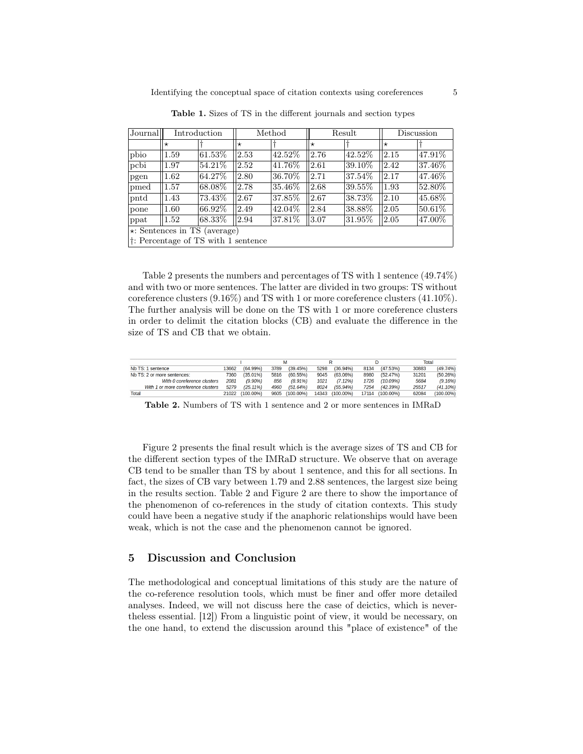**Table 1.** Sizes of TS in the different journals and section types

| Journal | Introduction | | Method | | Result | | Discussion | |
|---|---|---|---|---|---|---|---|---|
| | ⋆ | † | ⋆ | † | ⋆ | † | ⋆ | † |
| pbio | 1.59 | 61.53% | 2.53 | 42.52% | 2.76 | 42.52% | 2.15 | 47.91% |
| pcbi | 1.97 | 54.21% | 2.52 | 41.76% | 2.61 | 39.10% | 2.42 | 37.46% |
| pgen | 1.62 | 64.27% | 2.80 | 36.70% | 2.71 | 37.54% | 2.17 | 47.46% |
| pmed | 1.57 | 68.08% | 2.78 | 35.46% | 2.68 | 39.55% | 1.93 | 52.80% |
| pntd | 1.43 | 73.43% | 2.67 | 37.85% | 2.67 | 38.73% | 2.10 | 45.68% |
| pone | 1.60 | 66.92% | 2.49 | 42.04% | 2.84 | 38.88% | 2.05 | 50.61% |
| ppat | 1.52 | 68.33% | 2.94 | 37.81% | 3.07 | 31.95% | 2.05 | 47.00% |

⋆: Sentences in TS (average)
†: Percentage of TS with 1 sentence

Table 2 presents the numbers and percentages of TS with 1 sentence (49.74%) and with two or more sentences. The latter are divided in two groups: TS without coreference clusters (9.16%) and TS with 1 or more coreference clusters (41.10%). The further analysis will be done on the TS with 1 or more coreference clusters in order to delimit the citation blocks (CB) and evaluate the difference in the size of TS and CB that we obtain.

| | I | | M | | R | | D | | Total | |
|---|---|---|---|---|---|---|---|---|---|---|
| Nb TS: 1 sentence | 13662 | (64.99%) | 3789 | (39.45%) | 5298 | (36.94%) | 8134 | (47.53%) | 30883 | (49.74%) |
| Nb TS: 2 or more sentences: | 7360 | (35.01%) | 5816 | (60.55%) | 9045 | (63.06%) | 8980 | (52.47%) | 31201 | (50.26%) |
| *With 0 coreference clusters* | *2081* | *(9.90%)* | *856* | *(8.91%)* | *1021* | *(7.12%)* | *1726* | *(10.09%)* | *5684* | *(9.16%)* |
| *With 1 or more coreference clusters* | *5279* | *(25.11%)* | *4960* | *(51.64%)* | *8024* | *(55.94%)* | *7254* | *(42.39%)* | *25517* | *(41.10%)* |
| Total | 21022 | (100.00%) | 9605 | (100.00%) | 14343 | (100.00%) | 17114 | (100.00%) | 62084 | (100.00%) |

**Table 2.** Numbers of TS with 1 sentence and 2 or more sentences in IMRaD

Figure 2 presents the final result which is the average sizes of TS and CB for the different section types of the IMRaD structure. We observe that on average CB tend to be smaller than TS by about 1 sentence, and this for all sections. In fact, the sizes of CB vary between 1.79 and 2.88 sentences, the largest size being in the results section. Table 2 and Figure 2 are there to show the importance of the phenomenon of co-references in the study of citation contexts. This study could have been a negative study if the anaphoric relationships would have been weak, which is not the case and the phenomenon cannot be ignored.

## 5 Discussion and Conclusion

The methodological and conceptual limitations of this study are the nature of the co-reference resolution tools, which must be finer and offer more detailed analyses. Indeed, we will not discuss here the case of deictics, which is nevertheless essential. [12]) From a linguistic point of view, it would be necessary, on the one hand, to extend the discussion around this "place of existence" of the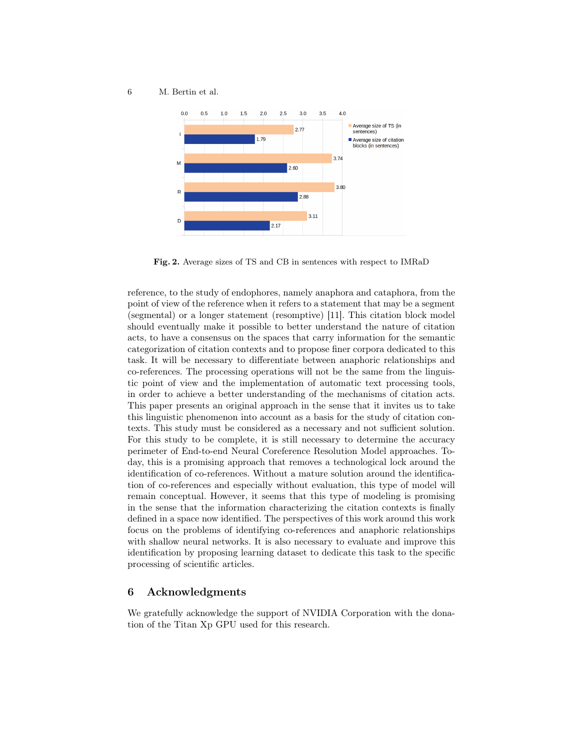Fig. 2. Average sizes of TS and CB in sentences with respect to IMRaD

reference, to the study of endophores, namely anaphora and cataphora, from the point of view of the reference when it refers to a statement that may be a segment (segmental) or a longer statement (resomptive) [11]. This citation block model should eventually make it possible to better understand the nature of citation acts, to have a consensus on the spaces that carry information for the semantic categorization of citation contexts and to propose finer corpora dedicated to this task. It will be necessary to differentiate between anaphoric relationships and co-references. The processing operations will not be the same from the linguistic point of view and the implementation of automatic text processing tools, in order to achieve a better understanding of the mechanisms of citation acts. This paper presents an original approach in the sense that it invites us to take this linguistic phenomenon into account as a basis for the study of citation contexts. This study must be considered as a necessary and not sufficient solution. For this study to be complete, it is still necessary to determine the accuracy perimeter of End-to-end Neural Coreference Resolution Model approaches. Today, this is a promising approach that removes a technological lock around the identification of co-references. Without a mature solution around the identification of co-references and especially without evaluation, this type of model will remain conceptual. However, it seems that this type of modeling is promising in the sense that the information characterizing the citation contexts is finally defined in a space now identified. The perspectives of this work around this work focus on the problems of identifying co-references and anaphoric relationships with shallow neural networks. It is also necessary to evaluate and improve this identification by proposing learning dataset to dedicate this task to the specific processing of scientific articles.

## 6 Acknowledgments

We gratefully acknowledge the support of NVIDIA Corporation with the donation of the Titan Xp GPU used for this research.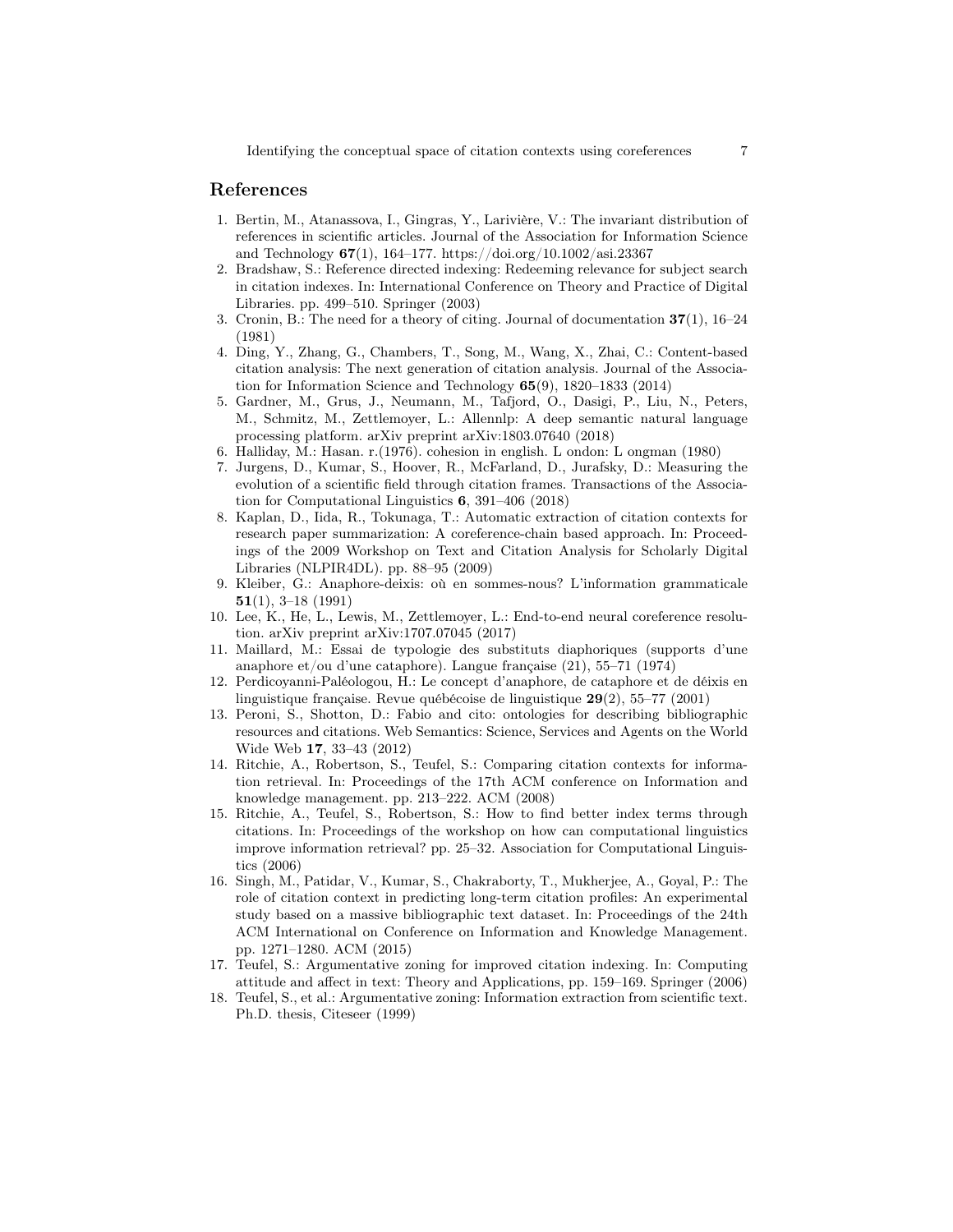## References

1. Bertin, M., Atanassova, I., Gingras, Y., Larivière, V.: The invariant distribution of references in scientific articles. Journal of the Association for Information Science and Technology **67**(1), 164–177. https://doi.org/10.1002/asi.23367
2. Bradshaw, S.: Reference directed indexing: Redeeming relevance for subject search in citation indexes. In: International Conference on Theory and Practice of Digital Libraries. pp. 499–510. Springer (2003)
3. Cronin, B.: The need for a theory of citing. Journal of documentation **37**(1), 16–24 (1981)
4. Ding, Y., Zhang, G., Chambers, T., Song, M., Wang, X., Zhai, C.: Content-based citation analysis: The next generation of citation analysis. Journal of the Association for Information Science and Technology **65**(9), 1820–1833 (2014)
5. Gardner, M., Grus, J., Neumann, M., Tafjord, O., Dasigi, P., Liu, N., Peters, M., Schmitz, M., Zettlemoyer, L.: Allennlp: A deep semantic natural language processing platform. arXiv preprint arXiv:1803.07640 (2018)
6. Halliday, M.: Hasan. r.(1976). cohesion in english. L ondon: L ongman (1980)
7. Jurgens, D., Kumar, S., Hoover, R., McFarland, D., Jurafsky, D.: Measuring the evolution of a scientific field through citation frames. Transactions of the Association for Computational Linguistics **6**, 391–406 (2018)
8. Kaplan, D., Iida, R., Tokunaga, T.: Automatic extraction of citation contexts for research paper summarization: A coreference-chain based approach. In: Proceedings of the 2009 Workshop on Text and Citation Analysis for Scholarly Digital Libraries (NLPIR4DL). pp. 88–95 (2009)
9. Kleiber, G.: Anaphore-deixis: où en sommes-nous? L'information grammaticale **51**(1), 3–18 (1991)
10. Lee, K., He, L., Lewis, M., Zettlemoyer, L.: End-to-end neural coreference resolution. arXiv preprint arXiv:1707.07045 (2017)
11. Maillard, M.: Essai de typologie des substituts diaphoriques (supports d'une anaphore et/ou d'une cataphore). Langue française (21), 55–71 (1974)
12. Perdicoyanni-Paléologou, H.: Le concept d'anaphore, de cataphore et de déixis en linguistique française. Revue québécoise de linguistique **29**(2), 55–77 (2001)
13. Peroni, S., Shotton, D.: Fabio and cito: ontologies for describing bibliographic resources and citations. Web Semantics: Science, Services and Agents on the World Wide Web **17**, 33–43 (2012)
14. Ritchie, A., Robertson, S., Teufel, S.: Comparing citation contexts for information retrieval. In: Proceedings of the 17th ACM conference on Information and knowledge management. pp. 213–222. ACM (2008)
15. Ritchie, A., Teufel, S., Robertson, S.: How to find better index terms through citations. In: Proceedings of the workshop on how can computational linguistics improve information retrieval? pp. 25–32. Association for Computational Linguistics (2006)
16. Singh, M., Patidar, V., Kumar, S., Chakraborty, T., Mukherjee, A., Goyal, P.: The role of citation context in predicting long-term citation profiles: An experimental study based on a massive bibliographic text dataset. In: Proceedings of the 24th ACM International on Conference on Information and Knowledge Management. pp. 1271–1280. ACM (2015)
17. Teufel, S.: Argumentative zoning for improved citation indexing. In: Computing attitude and affect in text: Theory and Applications, pp. 159–169. Springer (2006)
18. Teufel, S., et al.: Argumentative zoning: Information extraction from scientific text. Ph.D. thesis, Citeseer (1999)